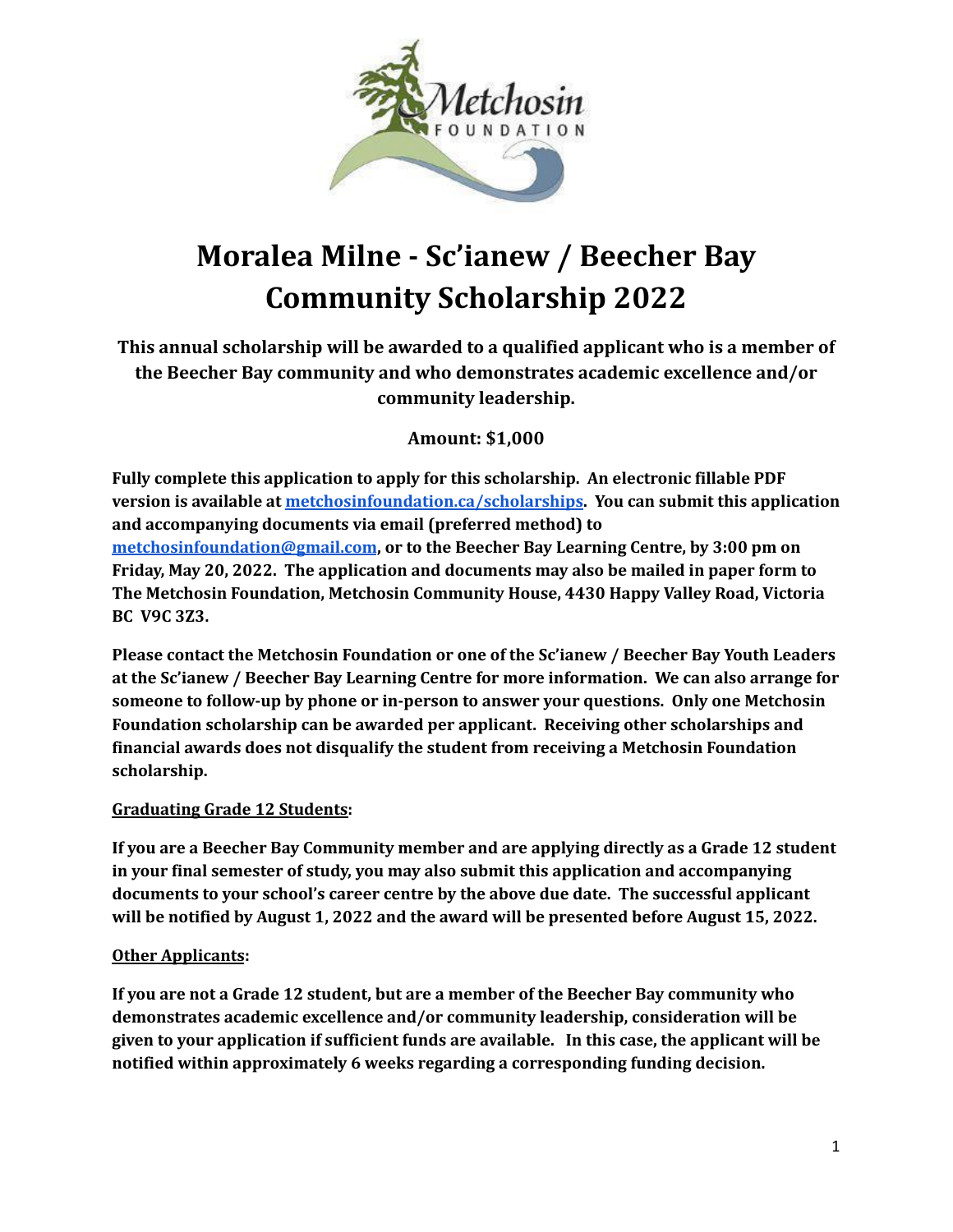# Moralea Milne - Sc'ianew / Beecher Bay Community Scholarship 2022

**This annual scholarship will be awarded to a qualified applicant who is a member of the Beecher Bay community and who demonstrates academic excellence and/or community leadership.**

**Amount: $1,000**

**Fully complete this application to apply for this scholarship. An electronic fillable PDF version is available at [metchosinfoundation.ca/scholarships](metchosinfoundation.ca/scholarships). You can submit this application and accompanying documents via email (preferred method) to [metchosinfoundation@gmail.com](mailto:metchosinfoundation@gmail.com), or to the Beecher Bay Learning Centre, by 3:00 pm on Friday, May 20, 2022. The application and documents may also be mailed in paper form to The Metchosin Foundation, Metchosin Community House, 4430 Happy Valley Road, Victoria BC V9C 3Z3.**

**Please contact the Metchosin Foundation or one of the Sc'ianew / Beecher Bay Youth Leaders at the Sc'ianew / Beecher Bay Learning Centre for more information. We can also arrange for someone to follow-up by phone or in-person to answer your questions. Only one Metchosin Foundation scholarship can be awarded per applicant. Receiving other scholarships and financial awards does not disqualify the student from receiving a Metchosin Foundation scholarship.**

**Graduating Grade 12 Students:**

**If you are a Beecher Bay Community member and are applying directly as a Grade 12 student in your final semester of study, you may also submit this application and accompanying documents to your school's career centre by the above due date. The successful applicant will be notified by August 1, 2022 and the award will be presented before August 15, 2022.**

**Other Applicants:**

**If you are not a Grade 12 student, but are a member of the Beecher Bay community who demonstrates academic excellence and/or community leadership, consideration will be given to your application if sufficient funds are available. In this case, the applicant will be notified within approximately 6 weeks regarding a corresponding funding decision.**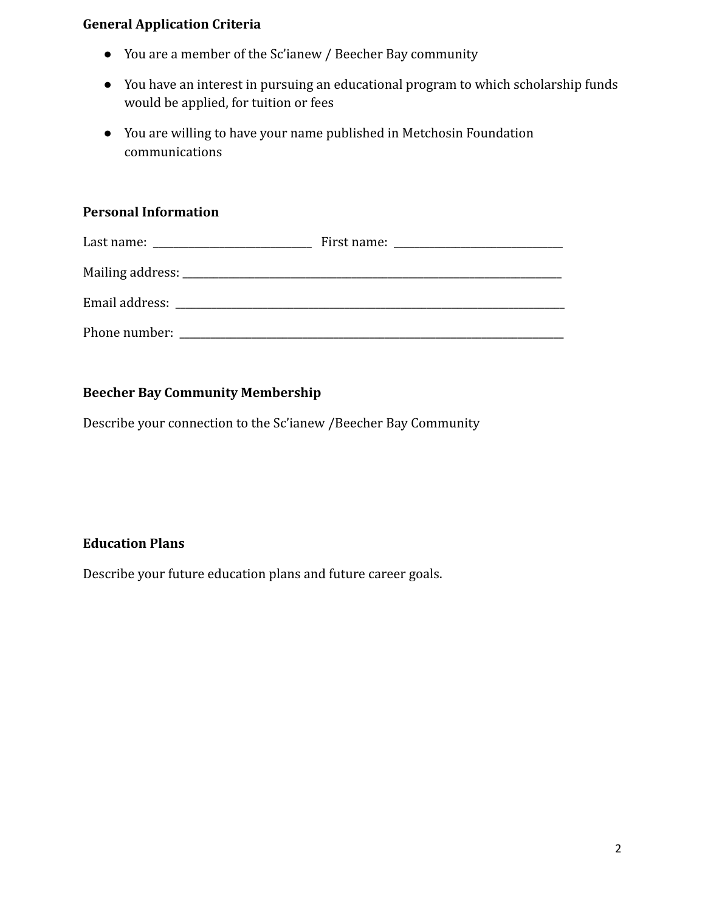**General Application Criteria**

- You are a member of the Sc'ianew / Beecher Bay community
- You have an interest in pursuing an educational program to which scholarship funds would be applied, for tuition or fees
- You are willing to have your name published in Metchosin Foundation communications

**Personal Information**

Last name: ______________________________ First name: ________________________________

Mailing address: ________________________________________________________________________

Email address: __________________________________________________________________________

Phone number: __________________________________________________________________________

**Beecher Bay Community Membership**

Describe your connection to the Sc'ianew /Beecher Bay Community

**Education Plans**

Describe your future education plans and future career goals.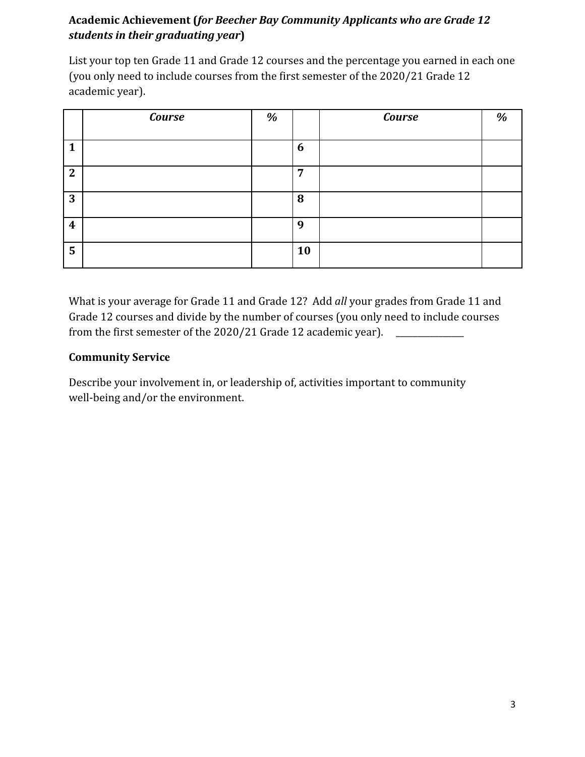**Academic Achievement (*for Beecher Bay Community Applicants who are Grade 12 students in their graduating year*)**

List your top ten Grade 11 and Grade 12 courses and the percentage you earned in each one (you only need to include courses from the first semester of the 2020/21 Grade 12 academic year).

| | ***Course*** | ***%*** | | ***Course*** | ***%*** |
|---|---|---|---|---|---|
| **1** | | | **6** | | |
| **2** | | | **7** | | |
| **3** | | | **8** | | |
| **4** | | | **9** | | |
| **5** | | | **10** | | |

What is your average for Grade 11 and Grade 12? Add *all* your grades from Grade 11 and Grade 12 courses and divide by the number of courses (you only need to include courses from the first semester of the 2020/21 Grade 12 academic year). _______________

**Community Service**

Describe your involvement in, or leadership of, activities important to community well-being and/or the environment.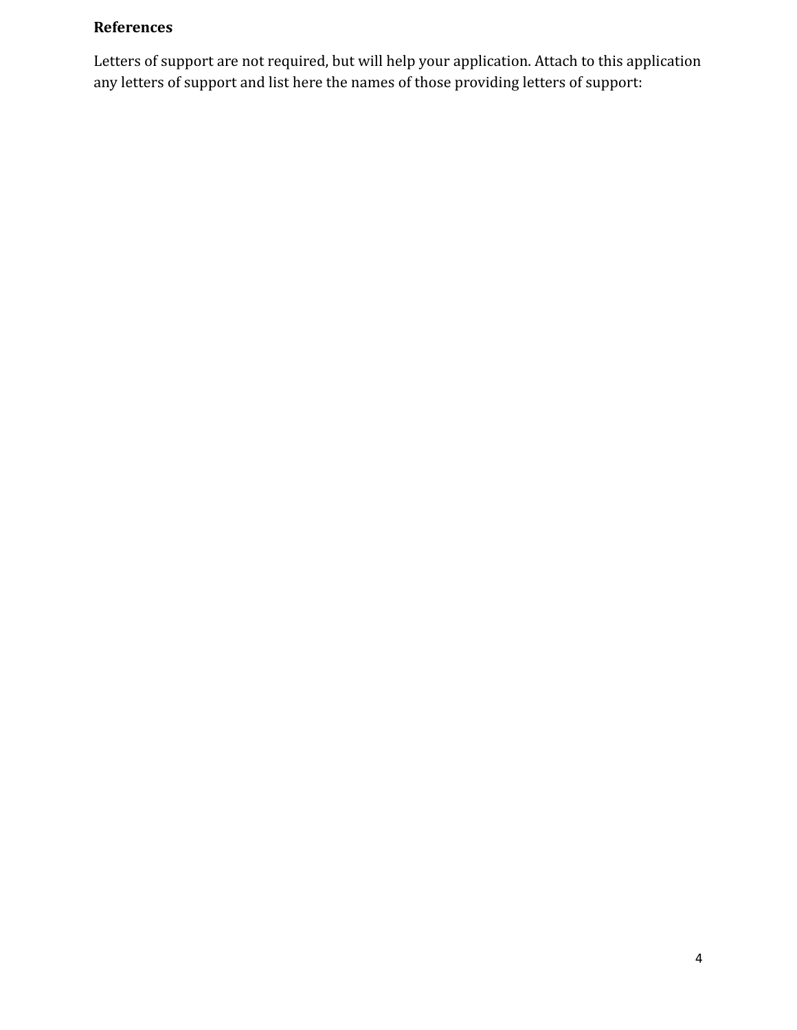**References**

Letters of support are not required, but will help your application. Attach to this application any letters of support and list here the names of those providing letters of support: